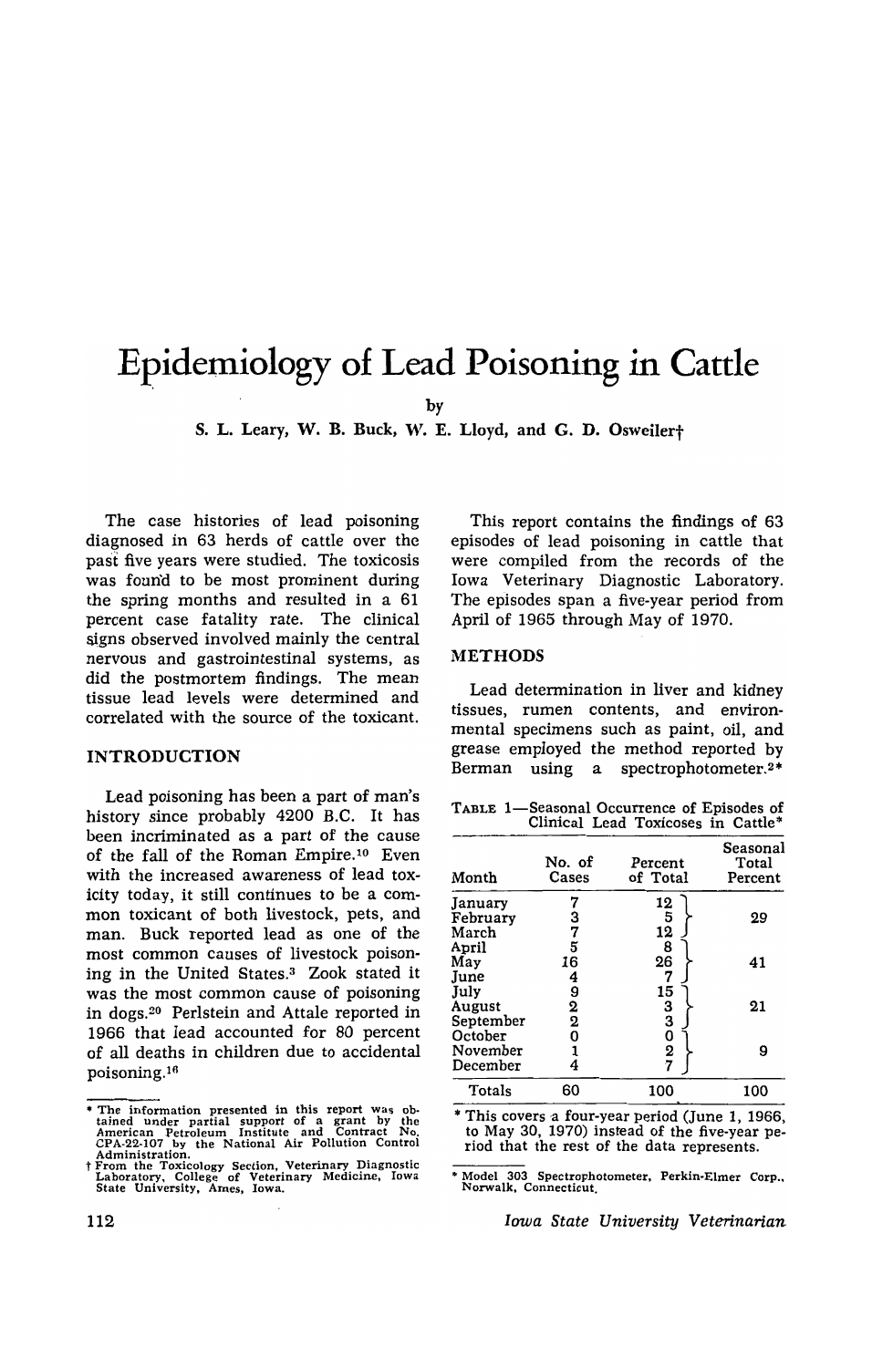# Epidemiology of Lead Poisoning in Cattle

by

S. L. Leary, W. B. Buck, W. E. Lloyd, and G. D. Osweiler†

The case histories of lead poisoning diagnosed in 63 herds of cattle over the past five years were studied. The toxicosis was found to be most prominent during the spring months and resulted in a 61 percent case fatality rate. The clinical signs observed involved mainly the central nervous and gastrointestinal systems, as did the postmortem findings. The mean tissue lead levels were determined and correlated with the source of the toxicant.

## INTRODUCTION

Lead poisoning has been a part of man's history since probably 4200 B.C. It has been incriminated as a part of the cause of the fall of the Roman Empire.[10] Even with the increased awareness of lead toxicity today, it still continues to be a common toxicant of both livestock, pets, and man. Buck reported lead as one of the most common causes of livestock poisoning in the United States.[3] Zook stated it was the most common cause of poisoning in dogs.[20] Perlstein and Attale reported in 1966 that lead accounted for 80 percent of all deaths in children due to accidental poisoning.[16]

\* The information presented in this report was obtained under partial support of a grant by the American Petroleum Institute and Contract No. CPA-22-107 by the National Air Pollution Control Administration.

† From the Toxicology Section, Veterinary Diagnostic Laboratory, College of Veterinary Medicine, Iowa State University, Ames, Iowa.

This report contains the findings of 63 episodes of lead poisoning in cattle that were compiled from the records of the Iowa Veterinary Diagnostic Laboratory. The episodes span a five-year period from April of 1965 through May of 1970.

## METHODS

Lead determination in liver and kidney tissues, rumen contents, and environmental specimens such as paint, oil, and grease employed the method reported by Berman using a spectrophotometer.[2]*

TABLE 1—Seasonal Occurrence of Episodes of Clinical Lead Toxicoses in Cattle*

| Month | No. of Cases | Percent of Total | Seasonal Total Percent |
|---|---|---|---|
| January | 7 | 12 | |
| February | 3 | 5 | 29 |
| March | 7 | 12 | |
| April | 5 | 8 | |
| May | 16 | 26 | 41 |
| June | 4 | 7 | |
| July | 9 | 15 | |
| August | 2 | 3 | 21 |
| September | 2 | 3 | |
| October | 0 | 0 | |
| November | 1 | 2 | 9 |
| December | 4 | 7 | |
| Totals | 60 | 100 | 100 |

\* This covers a four-year period (June 1, 1966, to May 30, 1970) instead of the five-year period that the rest of the data represents.

\* Model 303 Spectrophotometer, Perkin-Elmer Corp., Norwalk, Connecticut.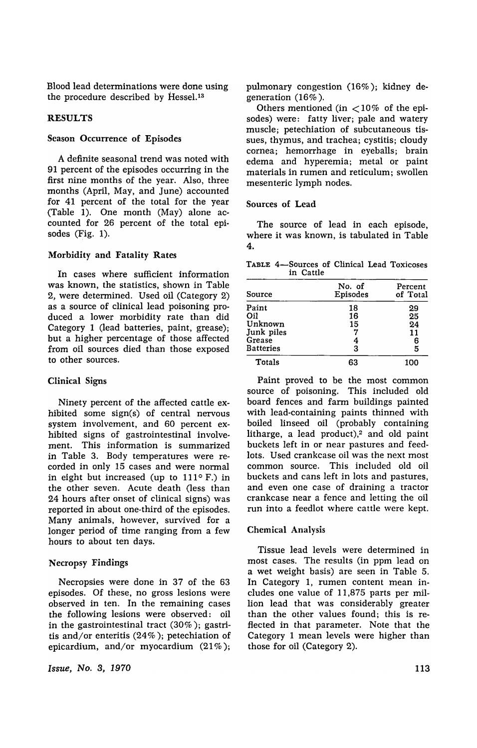Blood lead determinations were done using the procedure described by Hessel.[13]

## RESULTS

### Season Occurrence of Episodes

A definite seasonal trend was noted with 91 percent of the episodes occurring in the first nine months of the year. Also, three months (April, May, and June) accounted for 41 percent of the total for the year (Table 1). One month (May) alone accounted for 26 percent of the total episodes (Fig. 1).

### Morbidity and Fatality Rates

In cases where sufficient information was known, the statistics, shown in Table 2, were determined. Used oil (Category 2) as a source of clinical lead poisoning produced a lower morbidity rate than did Category 1 (lead batteries, paint, grease); but a higher percentage of those affected from oil sources died than those exposed to other sources.

### Clinical Signs

Ninety percent of the affected cattle exhibited some sign(s) of central nervous system involvement, and 60 percent exhibited signs of gastrointestinal involvement. This information is summarized in Table 3. Body temperatures were recorded in only 15 cases and were normal in eight but increased (up to 111° F.) in the other seven. Acute death (less than 24 hours after onset of clinical signs) was reported in about one-third of the episodes. Many animals, however, survived for a longer period of time ranging from a few hours to about ten days.

### Necropsy Findings

Necropsies were done in 37 of the 63 episodes. Of these, no gross lesions were observed in ten. In the remaining cases the following lesions were observed: oil in the gastrointestinal tract (30%); gastritis and/or enteritis (24%); petechiation of epicardium, and/or myocardium (21%); pulmonary congestion (16%); kidney degeneration (16%).

Others mentioned (in <10% of the episodes) were: fatty liver; pale and watery muscle; petechiation of subcutaneous tissues, thymus, and trachea; cystitis; cloudy cornea; hemorrhage in eyeballs; brain edema and hyperemia; metal or paint materials in rumen and reticulum; swollen mesenteric lymph nodes.

### Sources of Lead

The source of lead in each episode, where it was known, is tabulated in Table 4.

TABLE 4—Sources of Clinical Lead Toxicoses in Cattle

| Source | No. of Episodes | Percent of Total |
|---|---|---|
| Paint | 18 | 29 |
| Oil | 16 | 25 |
| Unknown | 15 | 24 |
| Junk piles | 7 | 11 |
| Grease | 4 | 6 |
| Batteries | 3 | 5 |
| Totals | 63 | 100 |

Paint proved to be the most common source of poisoning. This included old board fences and farm buildings painted with lead-containing paints thinned with boiled linseed oil (probably containing litharge, a lead product),[2] and old paint buckets left in or near pastures and feedlots. Used crankcase oil was the next most common source. This included old oil buckets and cans left in lots and pastures, and even one case of draining a tractor crankcase near a fence and letting the oil run into a feedlot where cattle were kept.

### Chemical Analysis

Tissue lead levels were determined in most cases. The results (in ppm lead on a wet weight basis) are seen in Table 5. In Category 1, rumen content mean includes one value of 11,875 parts per million lead that was considerably greater than the other values found; this is reflected in that parameter. Note that the Category 1 mean levels were higher than those for oil (Category 2).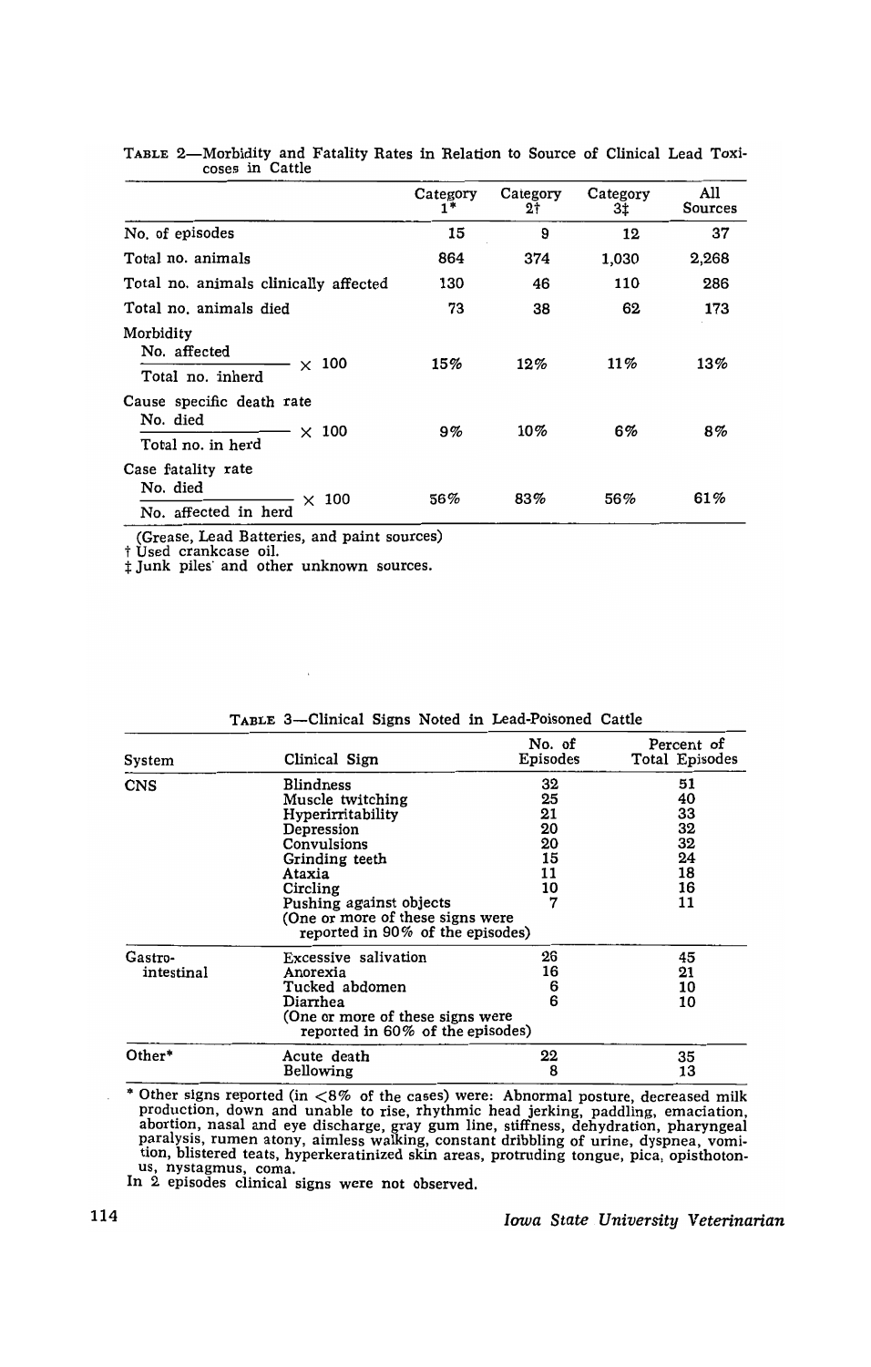TABLE 2—Morbidity and Fatality Rates in Relation to Source of Clinical Lead Toxicoses in Cattle

| | Category 1* | Category 2† | Category 3‡ | All Sources |
|---|---|---|---|---|
| No. of episodes | 15 | 9 | 12 | 37 |
| Total no. animals | 864 | 374 | 1,030 | 2,268 |
| Total no. animals clinically affected | 130 | 46 | 110 | 286 |
| Total no. animals died | 73 | 38 | 62 | 173 |
| Morbidity $\frac{\text{No. affected}}{\text{Total no. inherd}} \times 100$ | 15% | 12% | 11% | 13% |
| Cause specific death rate $\frac{\text{No. died}}{\text{Total no. in herd}} \times 100$ | 9% | 10% | 6% | 8% |
| Case fatality rate $\frac{\text{No. died}}{\text{No. affected in herd}} \times 100$ | 56% | 83% | 56% | 61% |

(Grease, Lead Batteries, and paint sources)
† Used crankcase oil.
‡ Junk piles and other unknown sources.

TABLE 3—Clinical Signs Noted in Lead-Poisoned Cattle

| System | Clinical Sign | No. of Episodes | Percent of Total Episodes |
|---|---|---|---|
| CNS | Blindness | 32 | 51 |
| | Muscle twitching | 25 | 40 |
| | Hyperirritability | 21 | 33 |
| | Depression | 20 | 32 |
| | Convulsions | 20 | 32 |
| | Grinding teeth | 15 | 24 |
| | Ataxia | 11 | 18 |
| | Circling | 10 | 16 |
| | Pushing against objects | 7 | 11 |
| | (One or more of these signs were reported in 90% of the episodes) | | |
| Gastro-intestinal | Excessive salivation | 26 | 45 |
| | Anorexia | 16 | 21 |
| | Tucked abdomen | 6 | 10 |
| | Diarrhea | 6 | 10 |
| | (One or more of these signs were reported in 60% of the episodes) | | |
| Other* | Acute death | 22 | 35 |
| | Bellowing | 8 | 13 |

\* Other signs reported (in <8% of the cases) were: Abnormal posture, decreased milk production, down and unable to rise, rhythmic head jerking, paddling, emaciation, abortion, nasal and eye discharge, gray gum line, stiffness, dehydration, pharyngeal paralysis, rumen atony, aimless walking, constant dribbling of urine, dyspnea, vomition, blistered teats, hyperkeratinized skin areas, protruding tongue, pica, opisthotonus, nystagmus, coma.

In 2 episodes clinical signs were not observed.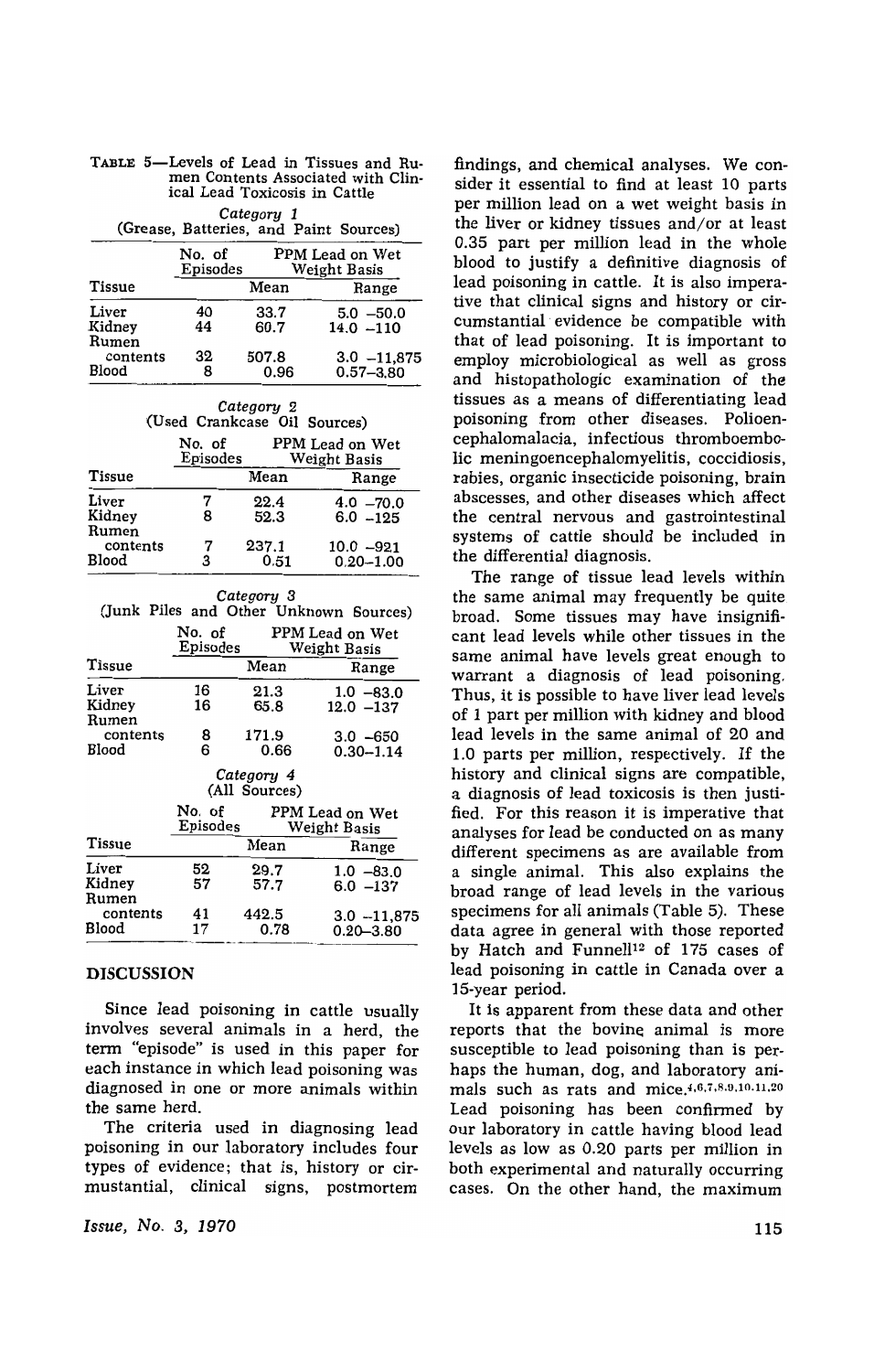**TABLE 5**—Levels of Lead in Tissues and Rumen Contents Associated with Clinical Lead Toxicosis in Cattle

*Category 1*
(Grease, Batteries, and Paint Sources)

| Tissue | No. of Episodes | PPM Lead on Wet Weight Basis | |
|---|---|---|---|
| | | Mean | Range |
| Liver | 40 | 33.7 | 5.0 –50.0 |
| Kidney | 44 | 60.7 | 14.0 –110 |
| Rumen contents | 32 | 507.8 | 3.0 –11,875 |
| Blood | 8 | 0.96 | 0.57–3.80 |

*Category 2*
(Used Crankcase Oil Sources)

| Tissue | No. of Episodes | PPM Lead on Wet Weight Basis | |
|---|---|---|---|
| | | Mean | Range |
| Liver | 7 | 22.4 | 4.0 –70.0 |
| Kidney | 8 | 52.3 | 6.0 –125 |
| Rumen contents | 7 | 237.1 | 10.0 –921 |
| Blood | 3 | 0.51 | 0.20–1.00 |

*Category 3*
(Junk Piles and Other Unknown Sources)

| Tissue | No. of Episodes | PPM Lead on Wet Weight Basis | |
|---|---|---|---|
| | | Mean | Range |
| Liver | 16 | 21.3 | 1.0 –83.0 |
| Kidney | 16 | 65.8 | 12.0 –137 |
| Rumen contents | 8 | 171.9 | 3.0 –650 |
| Blood | 6 | 0.66 | 0.30–1.14 |

*Category 4*
(All Sources)

| Tissue | No. of Episodes | PPM Lead on Wet Weight Basis | |
|---|---|---|---|
| | | Mean | Range |
| Liver | 52 | 29.7 | 1.0 –83.0 |
| Kidney | 57 | 57.7 | 6.0 –137 |
| Rumen contents | 41 | 442.5 | 3.0 –11,875 |
| Blood | 17 | 0.78 | 0.20–3.80 |

## DISCUSSION

Since lead poisoning in cattle usually involves several animals in a herd, the term "episode" is used in this paper for each instance in which lead poisoning was diagnosed in one or more animals within the same herd.

The criteria used in diagnosing lead poisoning in our laboratory includes four types of evidence; that is, history or cirmustantial, clinical signs, postmortem findings, and chemical analyses. We consider it essential to find at least 10 parts per million lead on a wet weight basis in the liver or kidney tissues and/or at least 0.35 part per million lead in the whole blood to justify a definitive diagnosis of lead poisoning in cattle. It is also imperative that clinical signs and history or circumstantial evidence be compatible with that of lead poisoning. It is important to employ microbiological as well as gross and histopathologic examination of the tissues as a means of differentiating lead poisoning from other diseases. Polioencephalomalacia, infectious thromboembolic meningoencephalomyelitis, coccidiosis, rabies, organic insecticide poisoning, brain abscesses, and other diseases which affect the central nervous and gastrointestinal systems of cattle should be included in the differential diagnosis.

The range of tissue lead levels within the same animal may frequently be quite broad. Some tissues may have insignificant lead levels while other tissues in the same animal have levels great enough to warrant a diagnosis of lead poisoning. Thus, it is possible to have liver lead levels of 1 part per million with kidney and blood lead levels in the same animal of 20 and 1.0 parts per million, respectively. If the history and clinical signs are compatible, a diagnosis of lead toxicosis is then justified. For this reason it is imperative that analyses for lead be conducted on as many different specimens as are available from a single animal. This also explains the broad range of lead levels in the various specimens for all animals (Table 5). These data agree in general with those reported by Hatch and Funnell[12] of 175 cases of lead poisoning in cattle in Canada over a 15-year period.

It is apparent from these data and other reports that the bovine animal is more susceptible to lead poisoning than is perhaps the human, dog, and laboratory animals such as rats and mice.[4,6,7,8,9,10,11,20] Lead poisoning has been confirmed by our laboratory in cattle having blood lead levels as low as 0.20 parts per million in both experimental and naturally occurring cases. On the other hand, the maximum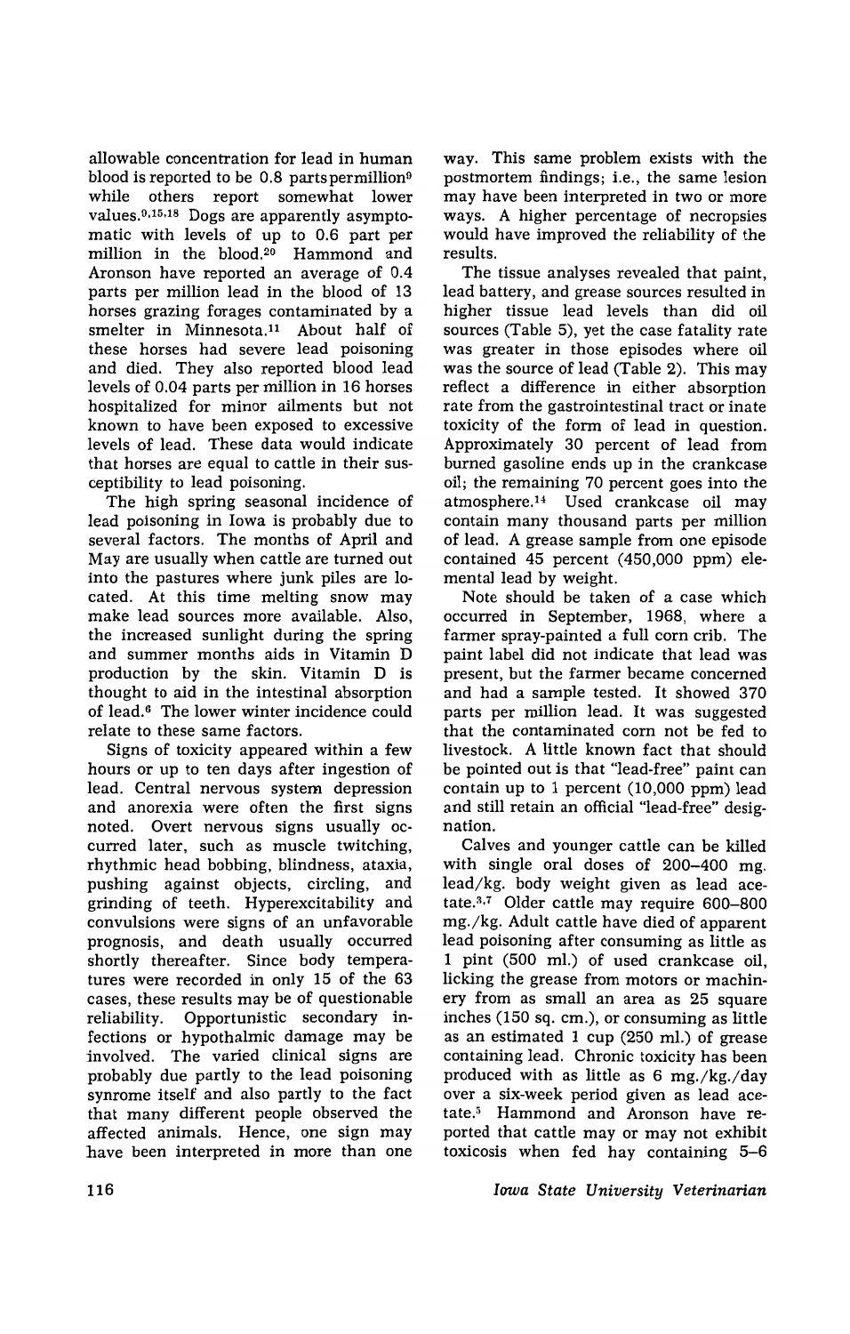allowable concentration for lead in human blood is reported to be 0.8 parts per million[9] while others report somewhat lower values.[9,15,18] Dogs are apparently asymptomatic with levels of up to 0.6 part per million in the blood.[20] Hammond and Aronson have reported an average of 0.4 parts per million lead in the blood of 13 horses grazing forages contaminated by a smelter in Minnesota.[11] About half of these horses had severe lead poisoning and died. They also reported blood lead levels of 0.04 parts per million in 16 horses hospitalized for minor ailments but not known to have been exposed to excessive levels of lead. These data would indicate that horses are equal to cattle in their susceptibility to lead poisoning.

The high spring seasonal incidence of lead poisoning in Iowa is probably due to several factors. The months of April and May are usually when cattle are turned out into the pastures where junk piles are located. At this time melting snow may make lead sources more available. Also, the increased sunlight during the spring and summer months aids in Vitamin D production by the skin. Vitamin D is thought to aid in the intestinal absorption of lead.[6] The lower winter incidence could relate to these same factors.

Signs of toxicity appeared within a few hours or up to ten days after ingestion of lead. Central nervous system depression and anorexia were often the first signs noted. Overt nervous signs usually occurred later, such as muscle twitching, rhythmic head bobbing, blindness, ataxia, pushing against objects, circling, and grinding of teeth. Hyperexcitability and convulsions were signs of an unfavorable prognosis, and death usually occurred shortly thereafter. Since body temperatures were recorded in only 15 of the 63 cases, these results may be of questionable reliability. Opportunistic secondary infections or hypothalmic damage may be involved. The varied clinical signs are probably due partly to the lead poisoning synrome itself and also partly to the fact that many different people observed the affected animals. Hence, one sign may have been interpreted in more than one way. This same problem exists with the postmortem findings; i.e., the same lesion may have been interpreted in two or more ways. A higher percentage of necropsies would have improved the reliability of the results.

The tissue analyses revealed that paint, lead battery, and grease sources resulted in higher tissue lead levels than did oil sources (Table 5), yet the case fatality rate was greater in those episodes where oil was the source of lead (Table 2). This may reflect a difference in either absorption rate from the gastrointestinal tract or inate toxicity of the form of lead in question. Approximately 30 percent of lead from burned gasoline ends up in the crankcase oil; the remaining 70 percent goes into the atmosphere.[14] Used crankcase oil may contain many thousand parts per million of lead. A grease sample from one episode contained 45 percent (450,000 ppm) elemental lead by weight.

Note should be taken of a case which occurred in September, 1968, where a farmer spray-painted a full corn crib. The paint label did not indicate that lead was present, but the farmer became concerned and had a sample tested. It showed 370 parts per million lead. It was suggested that the contaminated corn not be fed to livestock. A little known fact that should be pointed out is that "lead-free" paint can contain up to 1 percent (10,000 ppm) lead and still retain an official "lead-free" designation.

Calves and younger cattle can be killed with single oral doses of 200–400 mg. lead/kg. body weight given as lead acetate.[3,7] Older cattle may require 600–800 mg./kg. Adult cattle have died of apparent lead poisoning after consuming as little as 1 pint (500 ml.) of used crankcase oil, licking the grease from motors or machinery from as small an area as 25 square inches (150 sq. cm.), or consuming as little as an estimated 1 cup (250 ml.) of grease containing lead. Chronic toxicity has been produced with as little as 6 mg./kg./day over a six-week period given as lead acetate.[5] Hammond and Aronson have reported that cattle may or may not exhibit toxicosis when fed hay containing 5–6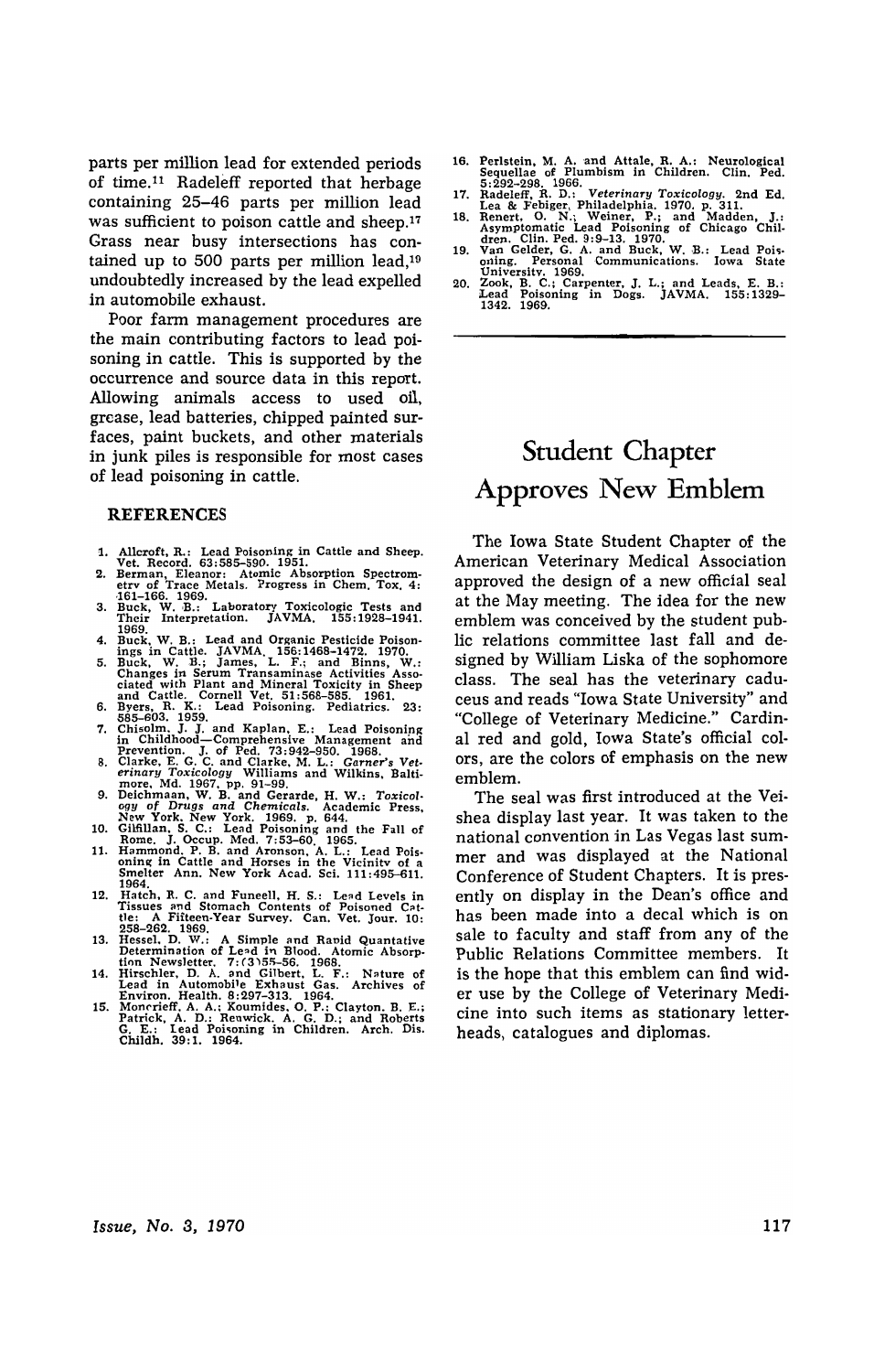parts per million lead for extended periods of time.[11] Radeleff reported that herbage containing 25–46 parts per million lead was sufficient to poison cattle and sheep.[17] Grass near busy intersections has contained up to 500 parts per million lead,[19] undoubtedly increased by the lead expelled in automobile exhaust.

Poor farm management procedures are the main contributing factors to lead poisoning in cattle. This is supported by the occurrence and source data in this report. Allowing animals access to used oil, grease, lead batteries, chipped painted surfaces, paint buckets, and other materials in junk piles is responsible for most cases of lead poisoning in cattle.

### REFERENCES

1. Allcroft, R.: Lead Poisoning in Cattle and Sheep. Vet. Record. 63:585–590. 1951.
2. Berman, Eleanor: Atomic Absorption Spectrometry of Trace Metals. Progress in Chem. Tox. 4: 161–166. 1969.
3. Buck, W. B.: Laboratory Toxicologic Tests and Their Interpretation. JAVMA. 155:1928–1941. 1969.
4. Buck, W. B.: Lead and Organic Pesticide Poisonings in Cattle. JAVMA. 156:1468–1472. 1970.
5. Buck, W. B.; James, L. F.; and Binns, W.: Changes in Serum Transaminase Activities Associated with Plant and Mineral Toxicity in Sheep and Cattle. Cornell Vet. 51:568–585. 1961.
6. Byers, R. K.: Lead Poisoning. Pediatrics. 23: 585–603. 1959.
7. Chisolm, J. J. and Kaplan, E.: Lead Poisoning in Childhood—Comprehensive Management and Prevention. J. of Ped. 73:942–950. 1968.
8. Clarke, E. G. C. and Clarke, M. L.: *Garner's Veterinary Toxicology* Williams and Wilkins, Baltimore, Md. 1967. pp. 91–99.
9. Deichmaan, W. B. and Gerarde, H. W.: *Toxicology of Drugs and Chemicals.* Academic Press, New York, New York. 1969. p. 644.
10. Gilfillan, S. C.: Lead Poisoning and the Fall of Rome. J. Occup. Med. 7:53–60. 1965.
11. Hammond, P. B. and Aronson, A. L.: Lead Poisoning in Cattle and Horses in the Vicinity of a Smelter Ann. New York Acad. Sci. 111:495–611. 1964.
12. Hatch, R. C. and Funeell, H. S.: Lead Levels in Tissues and Stomach Contents of Poisoned Cattle: A Fifteen-Year Survey. Can. Vet. Jour. 10: 258–262. 1969.
13. Hessel, D. W.: A Simple and Rapid Quantative Determination of Lead in Blood. Atomic Absorption Newsletter. 7:(3)55–56. 1968.
14. Hirschler, D. A. and Gilbert, L. F.: Nature of Lead in Automobile Exhaust Gas. Archives of Environ. Health. 8:297–313. 1964.
15. Moncrieff, A. A.; Koumides, O. P.; Clayton, B. E.; Patrick, A. D.; Renwick, A. G. D.; and Roberts G. E.: Lead Poisoning in Children. Arch. Dis. Childh. 39:1. 1964.
16. Perlstein, M. A. and Attale, R. A.: Neurological Sequellae of Plumbism in Children. Clin. Ped. 5:292–298. 1966.
17. Radeleff, R. D.: *Veterinary Toxicology.* 2nd Ed. Lea & Febiger, Philadelphia. 1970. p. 311.
18. Renert, O. N.; Weiner, P.; and Madden, J.: Asymptomatic Lead Poisoning of Chicago Children. Clin. Ped. 9:9–13. 1970.
19. Van Gelder, G. A. and Buck, W. B.: Lead Poisoning. Personal Communications. Iowa State University. 1969.
20. Zook, B. C.; Carpenter, J. L.; and Leads, E. B.: Lead Poisoning in Dogs. JAVMA. 155:1329–1342. 1969.

# Student Chapter Approves New Emblem

The Iowa State Student Chapter of the American Veterinary Medical Association approved the design of a new official seal at the May meeting. The idea for the new emblem was conceived by the student public relations committee last fall and designed by William Liska of the sophomore class. The seal has the veterinary caduceus and reads "Iowa State University" and "College of Veterinary Medicine." Cardinal red and gold, Iowa State's official colors, are the colors of emphasis on the new emblem.

The seal was first introduced at the Veishea display last year. It was taken to the national convention in Las Vegas last summer and was displayed at the National Conference of Student Chapters. It is presently on display in the Dean's office and has been made into a decal which is on sale to faculty and staff from any of the Public Relations Committee members. It is the hope that this emblem can find wider use by the College of Veterinary Medicine into such items as stationary letterheads, catalogues and diplomas.